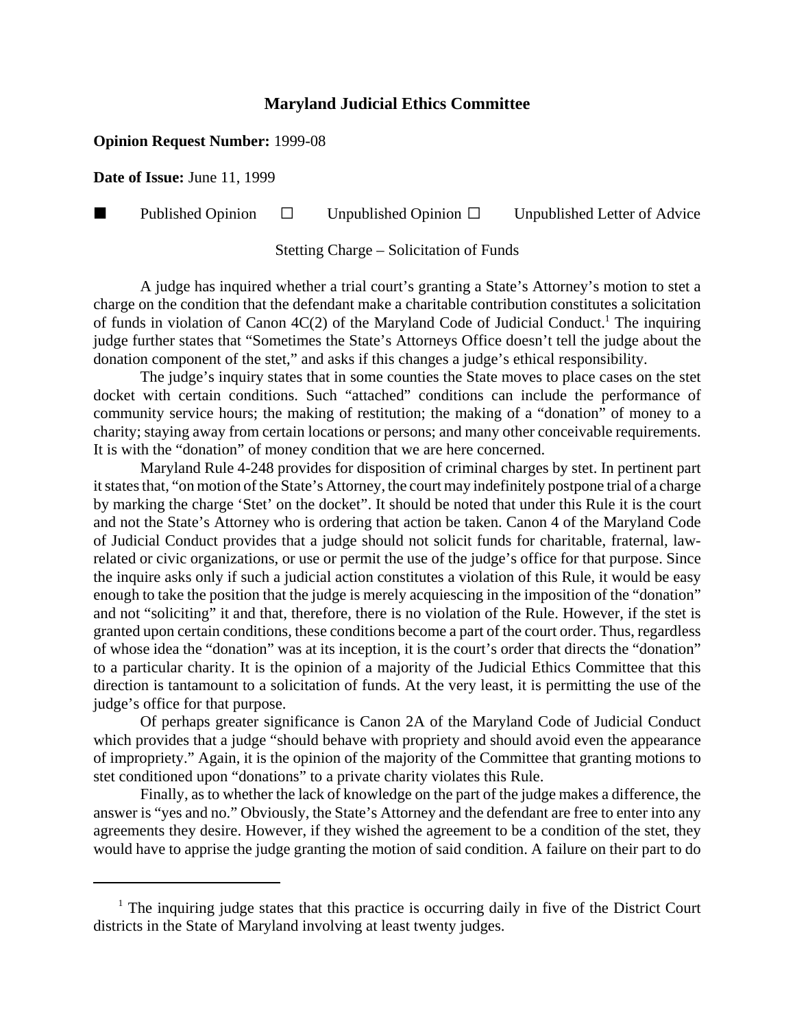# Maryland Judicial Ethics Committee

**Opinion Request Number:** 1999-08

**Date of Issue:** June 11, 1999

■ Published Opinion ☐ Unpublished Opinion ☐ Unpublished Letter of Advice

Stetting Charge – Solicitation of Funds

A judge has inquired whether a trial court's granting a State's Attorney's motion to stet a charge on the condition that the defendant make a charitable contribution constitutes a solicitation of funds in violation of Canon 4C(2) of the Maryland Code of Judicial Conduct.[1] The inquiring judge further states that "Sometimes the State's Attorneys Office doesn't tell the judge about the donation component of the stet," and asks if this changes a judge's ethical responsibility.

The judge's inquiry states that in some counties the State moves to place cases on the stet docket with certain conditions. Such "attached" conditions can include the performance of community service hours; the making of restitution; the making of a "donation" of money to a charity; staying away from certain locations or persons; and many other conceivable requirements. It is with the "donation" of money condition that we are here concerned.

Maryland Rule 4-248 provides for disposition of criminal charges by stet. In pertinent part it states that, "on motion of the State's Attorney, the court may indefinitely postpone trial of a charge by marking the charge 'Stet' on the docket". It should be noted that under this Rule it is the court and not the State's Attorney who is ordering that action be taken. Canon 4 of the Maryland Code of Judicial Conduct provides that a judge should not solicit funds for charitable, fraternal, law-related or civic organizations, or use or permit the use of the judge's office for that purpose. Since the inquire asks only if such a judicial action constitutes a violation of this Rule, it would be easy enough to take the position that the judge is merely acquiescing in the imposition of the "donation" and not "soliciting" it and that, therefore, there is no violation of the Rule. However, if the stet is granted upon certain conditions, these conditions become a part of the court order. Thus, regardless of whose idea the "donation" was at its inception, it is the court's order that directs the "donation" to a particular charity. It is the opinion of a majority of the Judicial Ethics Committee that this direction is tantamount to a solicitation of funds. At the very least, it is permitting the use of the judge's office for that purpose.

Of perhaps greater significance is Canon 2A of the Maryland Code of Judicial Conduct which provides that a judge "should behave with propriety and should avoid even the appearance of impropriety." Again, it is the opinion of the majority of the Committee that granting motions to stet conditioned upon "donations" to a private charity violates this Rule.

Finally, as to whether the lack of knowledge on the part of the judge makes a difference, the answer is "yes and no." Obviously, the State's Attorney and the defendant are free to enter into any agreements they desire. However, if they wished the agreement to be a condition of the stet, they would have to apprise the judge granting the motion of said condition. A failure on their part to do

[1] The inquiring judge states that this practice is occurring daily in five of the District Court districts in the State of Maryland involving at least twenty judges.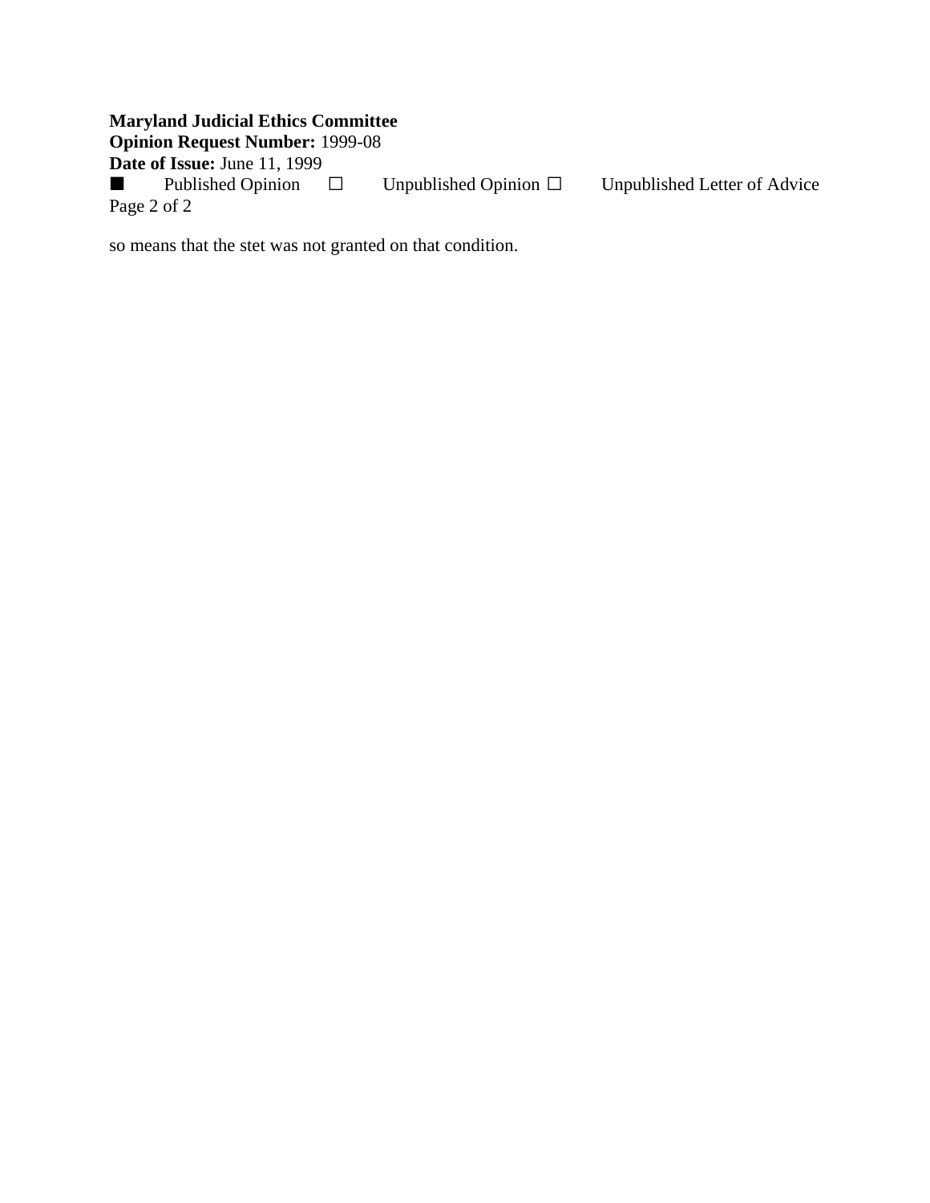so means that the stet was not granted on that condition.